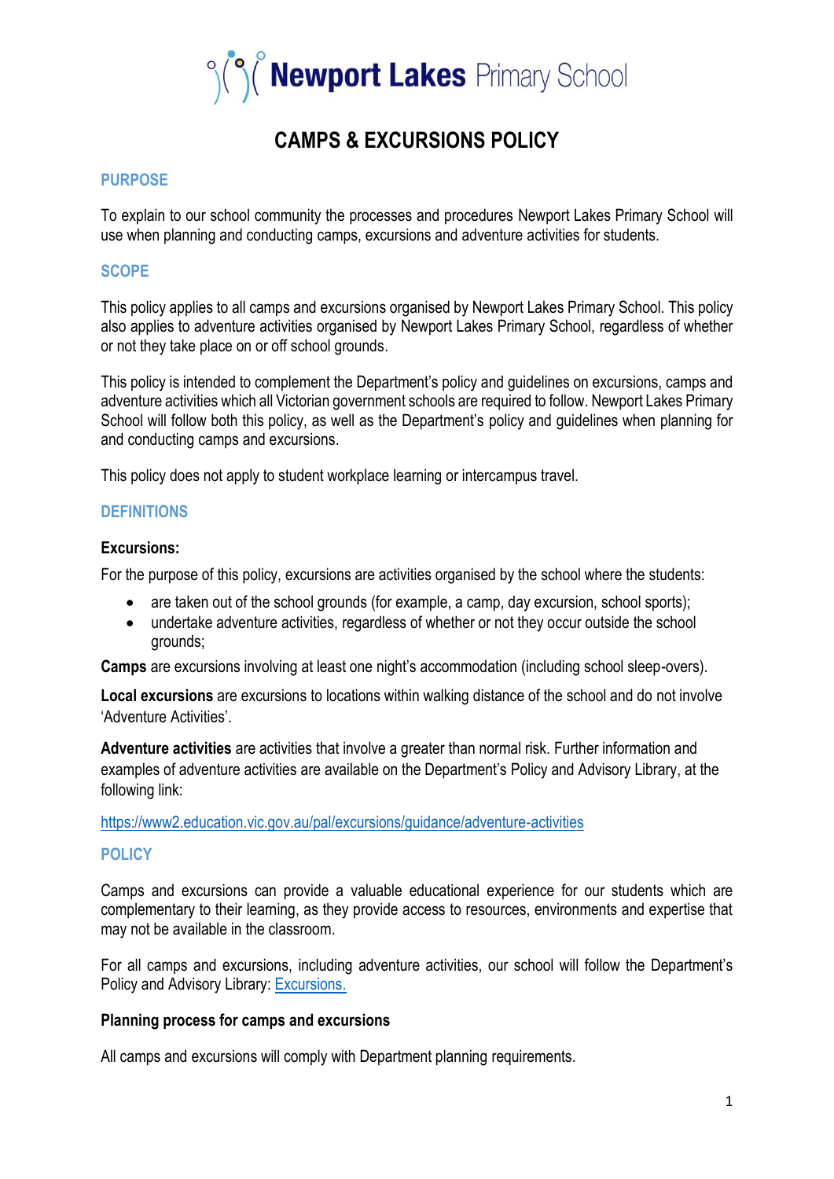# Newport Lakes Primary School

# CAMPS & EXCURSIONS POLICY

## PURPOSE

To explain to our school community the processes and procedures Newport Lakes Primary School will use when planning and conducting camps, excursions and adventure activities for students.

## SCOPE

This policy applies to all camps and excursions organised by Newport Lakes Primary School. This policy also applies to adventure activities organised by Newport Lakes Primary School, regardless of whether or not they take place on or off school grounds.

This policy is intended to complement the Department's policy and guidelines on excursions, camps and adventure activities which all Victorian government schools are required to follow. Newport Lakes Primary School will follow both this policy, as well as the Department's policy and guidelines when planning for and conducting camps and excursions.

This policy does not apply to student workplace learning or intercampus travel.

## DEFINITIONS

**Excursions:**

For the purpose of this policy, excursions are activities organised by the school where the students:

- are taken out of the school grounds (for example, a camp, day excursion, school sports);
- undertake adventure activities, regardless of whether or not they occur outside the school grounds;

**Camps** are excursions involving at least one night's accommodation (including school sleep-overs).

**Local excursions** are excursions to locations within walking distance of the school and do not involve 'Adventure Activities'.

**Adventure activities** are activities that involve a greater than normal risk. Further information and examples of adventure activities are available on the Department's Policy and Advisory Library, at the following link:

[https://www2.education.vic.gov.au/pal/excursions/guidance/adventure-activities](https://www2.education.vic.gov.au/pal/excursions/guidance/adventure-activities)

## POLICY

Camps and excursions can provide a valuable educational experience for our students which are complementary to their learning, as they provide access to resources, environments and expertise that may not be available in the classroom.

For all camps and excursions, including adventure activities, our school will follow the Department's Policy and Advisory Library: Excursions.

**Planning process for camps and excursions**

All camps and excursions will comply with Department planning requirements.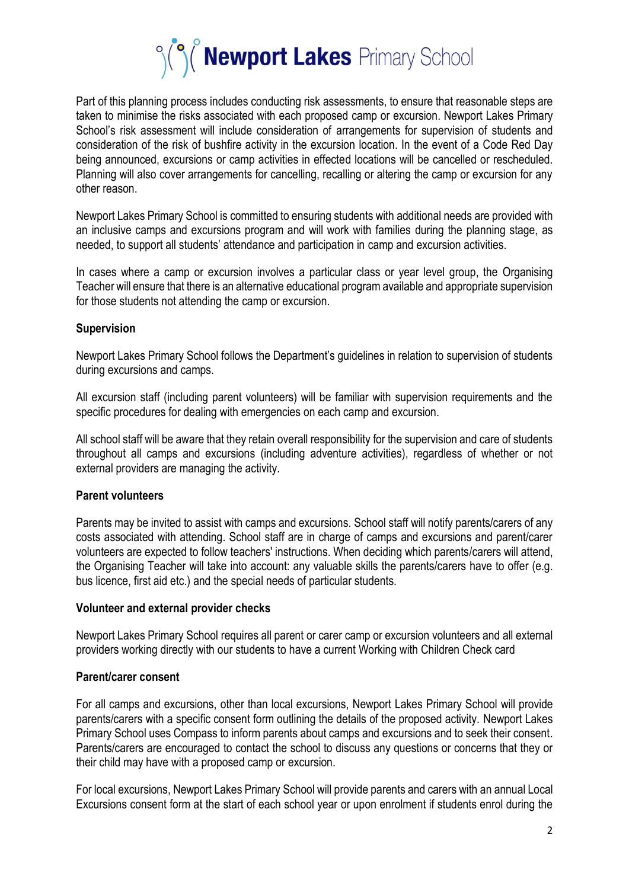Part of this planning process includes conducting risk assessments, to ensure that reasonable steps are taken to minimise the risks associated with each proposed camp or excursion. Newport Lakes Primary School's risk assessment will include consideration of arrangements for supervision of students and consideration of the risk of bushfire activity in the excursion location. In the event of a Code Red Day being announced, excursions or camp activities in effected locations will be cancelled or rescheduled. Planning will also cover arrangements for cancelling, recalling or altering the camp or excursion for any other reason.

Newport Lakes Primary School is committed to ensuring students with additional needs are provided with an inclusive camps and excursions program and will work with families during the planning stage, as needed, to support all students' attendance and participation in camp and excursion activities.

In cases where a camp or excursion involves a particular class or year level group, the Organising Teacher will ensure that there is an alternative educational program available and appropriate supervision for those students not attending the camp or excursion.

**Supervision**

Newport Lakes Primary School follows the Department's guidelines in relation to supervision of students during excursions and camps.

All excursion staff (including parent volunteers) will be familiar with supervision requirements and the specific procedures for dealing with emergencies on each camp and excursion.

All school staff will be aware that they retain overall responsibility for the supervision and care of students throughout all camps and excursions (including adventure activities), regardless of whether or not external providers are managing the activity.

**Parent volunteers**

Parents may be invited to assist with camps and excursions. School staff will notify parents/carers of any costs associated with attending. School staff are in charge of camps and excursions and parent/carer volunteers are expected to follow teachers' instructions. When deciding which parents/carers will attend, the Organising Teacher will take into account: any valuable skills the parents/carers have to offer (e.g. bus licence, first aid etc.) and the special needs of particular students.

**Volunteer and external provider checks**

Newport Lakes Primary School requires all parent or carer camp or excursion volunteers and all external providers working directly with our students to have a current Working with Children Check card

**Parent/carer consent**

For all camps and excursions, other than local excursions, Newport Lakes Primary School will provide parents/carers with a specific consent form outlining the details of the proposed activity. Newport Lakes Primary School uses Compass to inform parents about camps and excursions and to seek their consent. Parents/carers are encouraged to contact the school to discuss any questions or concerns that they or their child may have with a proposed camp or excursion.

For local excursions, Newport Lakes Primary School will provide parents and carers with an annual Local Excursions consent form at the start of each school year or upon enrolment if students enrol during the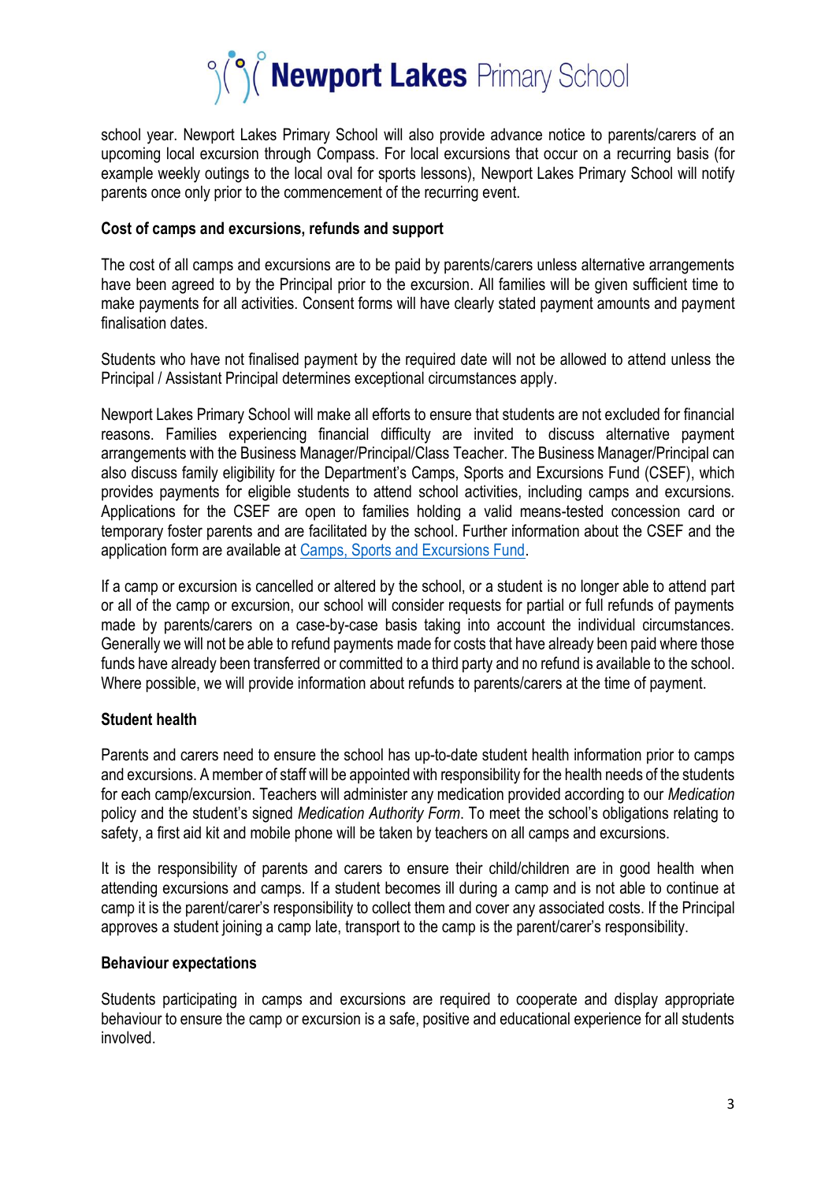school year. Newport Lakes Primary School will also provide advance notice to parents/carers of an upcoming local excursion through Compass. For local excursions that occur on a recurring basis (for example weekly outings to the local oval for sports lessons), Newport Lakes Primary School will notify parents once only prior to the commencement of the recurring event.

**Cost of camps and excursions, refunds and support**

The cost of all camps and excursions are to be paid by parents/carers unless alternative arrangements have been agreed to by the Principal prior to the excursion. All families will be given sufficient time to make payments for all activities. Consent forms will have clearly stated payment amounts and payment finalisation dates.

Students who have not finalised payment by the required date will not be allowed to attend unless the Principal / Assistant Principal determines exceptional circumstances apply.

Newport Lakes Primary School will make all efforts to ensure that students are not excluded for financial reasons. Families experiencing financial difficulty are invited to discuss alternative payment arrangements with the Business Manager/Principal/Class Teacher. The Business Manager/Principal can also discuss family eligibility for the Department's Camps, Sports and Excursions Fund (CSEF), which provides payments for eligible students to attend school activities, including camps and excursions. Applications for the CSEF are open to families holding a valid means-tested concession card or temporary foster parents and are facilitated by the school. Further information about the CSEF and the application form are available at [Camps, Sports and Excursions Fund](#).

If a camp or excursion is cancelled or altered by the school, or a student is no longer able to attend part or all of the camp or excursion, our school will consider requests for partial or full refunds of payments made by parents/carers on a case-by-case basis taking into account the individual circumstances. Generally we will not be able to refund payments made for costs that have already been paid where those funds have already been transferred or committed to a third party and no refund is available to the school. Where possible, we will provide information about refunds to parents/carers at the time of payment.

**Student health**

Parents and carers need to ensure the school has up-to-date student health information prior to camps and excursions. A member of staff will be appointed with responsibility for the health needs of the students for each camp/excursion. Teachers will administer any medication provided according to our *Medication* policy and the student's signed *Medication Authority Form*. To meet the school's obligations relating to safety, a first aid kit and mobile phone will be taken by teachers on all camps and excursions.

It is the responsibility of parents and carers to ensure their child/children are in good health when attending excursions and camps. If a student becomes ill during a camp and is not able to continue at camp it is the parent/carer's responsibility to collect them and cover any associated costs. If the Principal approves a student joining a camp late, transport to the camp is the parent/carer's responsibility.

**Behaviour expectations**

Students participating in camps and excursions are required to cooperate and display appropriate behaviour to ensure the camp or excursion is a safe, positive and educational experience for all students involved.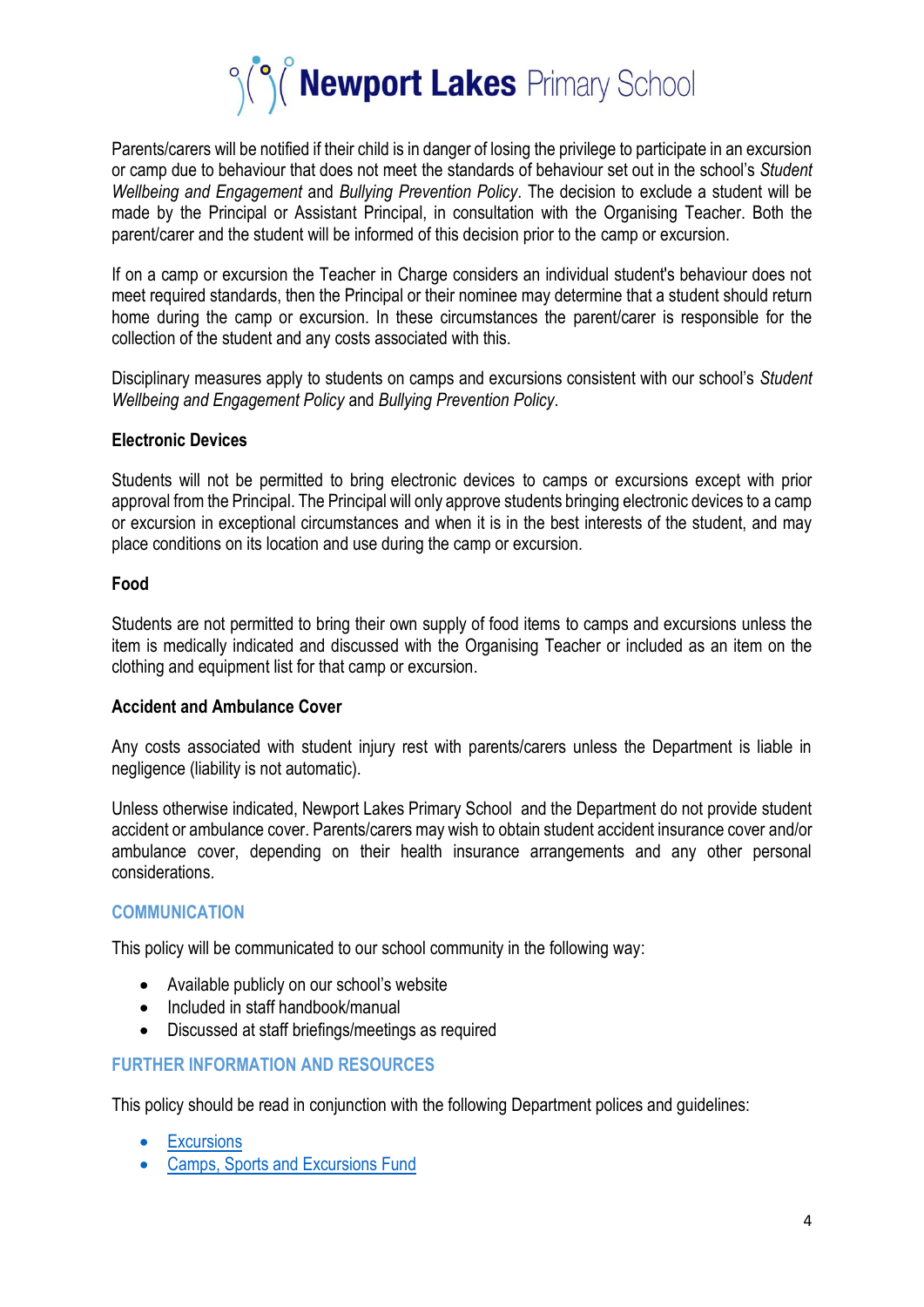Parents/carers will be notified if their child is in danger of losing the privilege to participate in an excursion or camp due to behaviour that does not meet the standards of behaviour set out in the school's *Student Wellbeing and Engagement* and *Bullying Prevention Policy*. The decision to exclude a student will be made by the Principal or Assistant Principal, in consultation with the Organising Teacher. Both the parent/carer and the student will be informed of this decision prior to the camp or excursion.

If on a camp or excursion the Teacher in Charge considers an individual student's behaviour does not meet required standards, then the Principal or their nominee may determine that a student should return home during the camp or excursion. In these circumstances the parent/carer is responsible for the collection of the student and any costs associated with this.

Disciplinary measures apply to students on camps and excursions consistent with our school's *Student Wellbeing and Engagement Policy* and *Bullying Prevention Policy*.

**Electronic Devices**

Students will not be permitted to bring electronic devices to camps or excursions except with prior approval from the Principal. The Principal will only approve students bringing electronic devices to a camp or excursion in exceptional circumstances and when it is in the best interests of the student, and may place conditions on its location and use during the camp or excursion.

**Food**

Students are not permitted to bring their own supply of food items to camps and excursions unless the item is medically indicated and discussed with the Organising Teacher or included as an item on the clothing and equipment list for that camp or excursion.

**Accident and Ambulance Cover**

Any costs associated with student injury rest with parents/carers unless the Department is liable in negligence (liability is not automatic).

Unless otherwise indicated, Newport Lakes Primary School and the Department do not provide student accident or ambulance cover. Parents/carers may wish to obtain student accident insurance cover and/or ambulance cover, depending on their health insurance arrangements and any other personal considerations.

## COMMUNICATION

This policy will be communicated to our school community in the following way:

- Available publicly on our school's website
- Included in staff handbook/manual
- Discussed at staff briefings/meetings as required

## FURTHER INFORMATION AND RESOURCES

This policy should be read in conjunction with the following Department polices and guidelines:

- Excursions
- Camps, Sports and Excursions Fund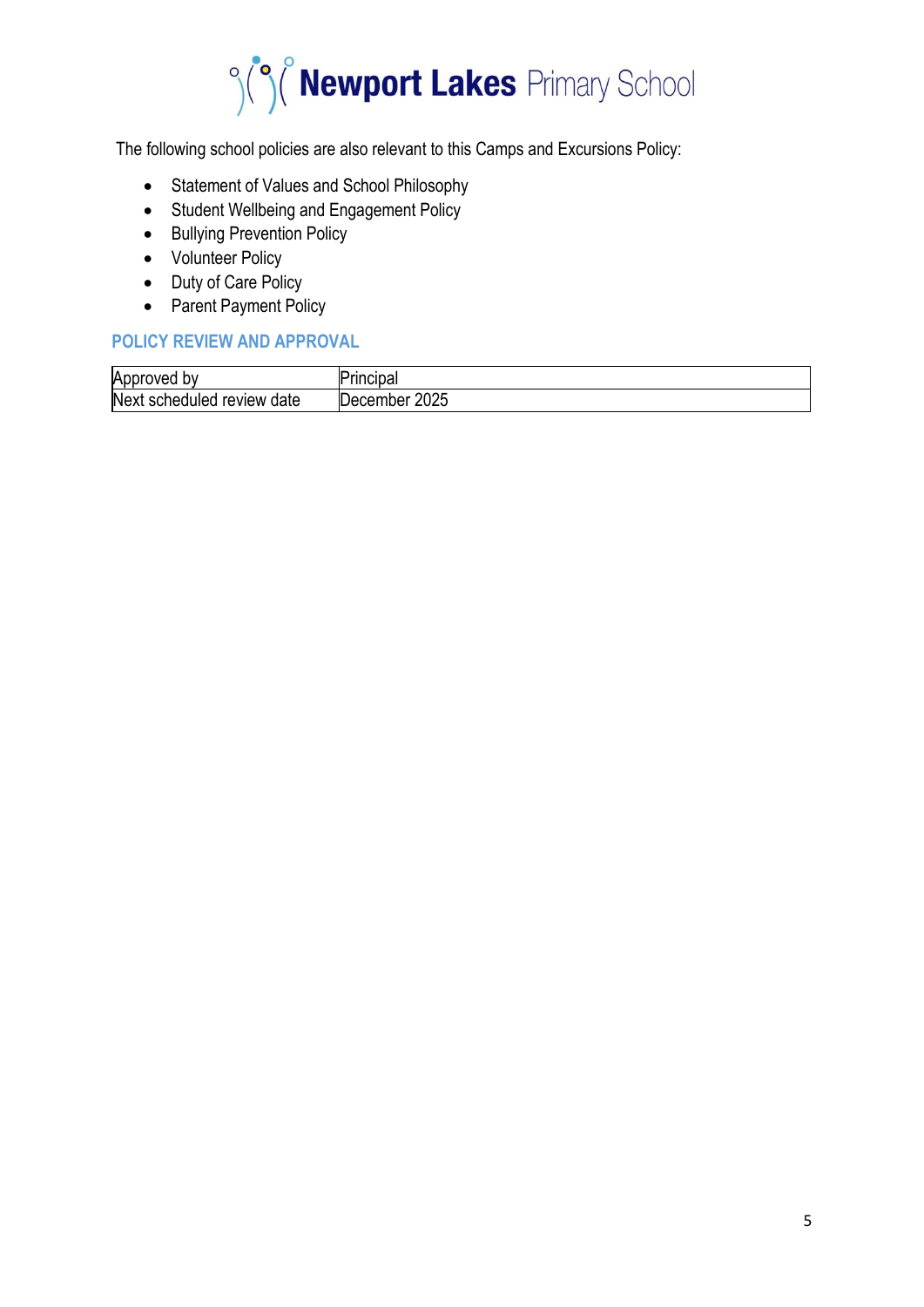The following school policies are also relevant to this Camps and Excursions Policy:

- Statement of Values and School Philosophy
- Student Wellbeing and Engagement Policy
- Bullying Prevention Policy
- Volunteer Policy
- Duty of Care Policy
- Parent Payment Policy

## POLICY REVIEW AND APPROVAL

| | |
|---|---|
| Approved by | Principal |
| Next scheduled review date | December 2025 |